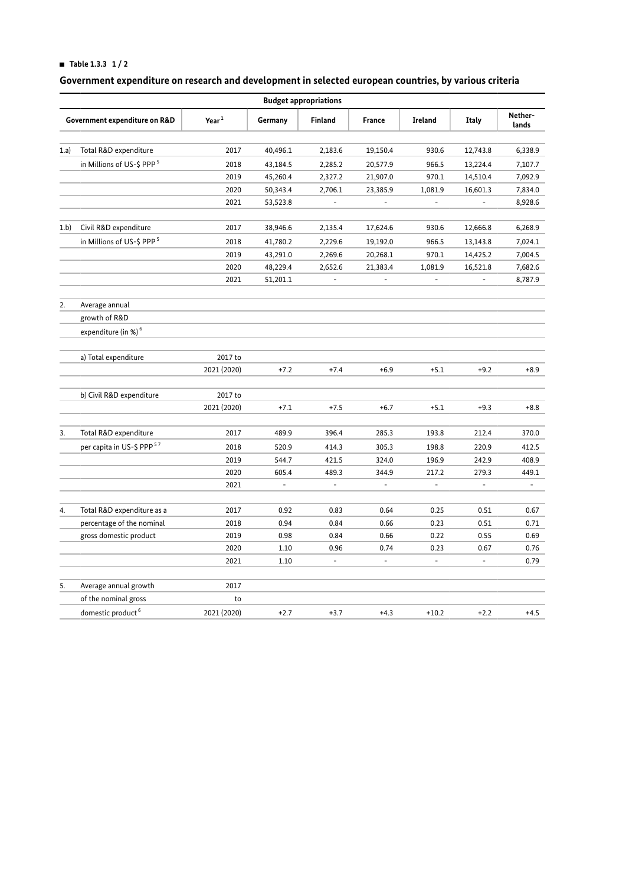■ **Table 1.3.3 1 / 2**

## Government expenditure on research and development in selected european countries, by various criteria

| | | Budget appropriations | | | | | | |
|---|---|---|---|---|---|---|---|---|
| Government expenditure on R&D | | Year[1] | Germany | Finland | France | Ireland | Italy | Nether-lands |
| 1.a) | Total R&D expenditure | 2017 | 40,496.1 | 2,183.6 | 19,150.4 | 930.6 | 12,743.8 | 6,338.9 |
| | in Millions of US-$ PPP[5] | 2018 | 43,184.5 | 2,285.2 | 20,577.9 | 966.5 | 13,224.4 | 7,107.7 |
| | | 2019 | 45,260.4 | 2,327.2 | 21,907.0 | 970.1 | 14,510.4 | 7,092.9 |
| | | 2020 | 50,343.4 | 2,706.1 | 23,385.9 | 1,081.9 | 16,601.3 | 7,834.0 |
| | | 2021 | 53,523.8 | - | - | - | - | 8,928.6 |
| 1.b) | Civil R&D expenditure | 2017 | 38,946.6 | 2,135.4 | 17,624.6 | 930.6 | 12,666.8 | 6,268.9 |
| | in Millions of US-$ PPP[5] | 2018 | 41,780.2 | 2,229.6 | 19,192.0 | 966.5 | 13,143.8 | 7,024.1 |
| | | 2019 | 43,291.0 | 2,269.6 | 20,268.1 | 970.1 | 14,425.2 | 7,004.5 |
| | | 2020 | 48,229.4 | 2,652.6 | 21,383.4 | 1,081.9 | 16,521.8 | 7,682.6 |
| | | 2021 | 51,201.1 | - | - | - | - | 8,787.9 |
| 2. | Average annual growth of R&D expenditure (in %)[6] | | | | | | | |
| | a) Total expenditure | 2017 to 2021 (2020) | +7.2 | +7.4 | +6.9 | +5.1 | +9.2 | +8.9 |
| | b) Civil R&D expenditure | 2017 to 2021 (2020) | +7.1 | +7.5 | +6.7 | +5.1 | +9.3 | +8.8 |
| 3. | Total R&D expenditure | 2017 | 489.9 | 396.4 | 285.3 | 193.8 | 212.4 | 370.0 |
| | per capita in US-$ PPP[5 7] | 2018 | 520.9 | 414.3 | 305.3 | 198.8 | 220.9 | 412.5 |
| | | 2019 | 544.7 | 421.5 | 324.0 | 196.9 | 242.9 | 408.9 |
| | | 2020 | 605.4 | 489.3 | 344.9 | 217.2 | 279.3 | 449.1 |
| | | 2021 | - | - | - | - | - | - |
| 4. | Total R&D expenditure as a percentage of the nominal gross domestic product | 2017 | 0.92 | 0.83 | 0.64 | 0.25 | 0.51 | 0.67 |
| | | 2018 | 0.94 | 0.84 | 0.66 | 0.23 | 0.51 | 0.71 |
| | | 2019 | 0.98 | 0.84 | 0.66 | 0.22 | 0.55 | 0.69 |
| | | 2020 | 1.10 | 0.96 | 0.74 | 0.23 | 0.67 | 0.76 |
| | | 2021 | 1.10 | - | - | - | - | 0.79 |
| 5. | Average annual growth of the nominal gross domestic product[6] | 2017 to 2021 (2020) | +2.7 | +3.7 | +4.3 | +10.2 | +2.2 | +4.5 |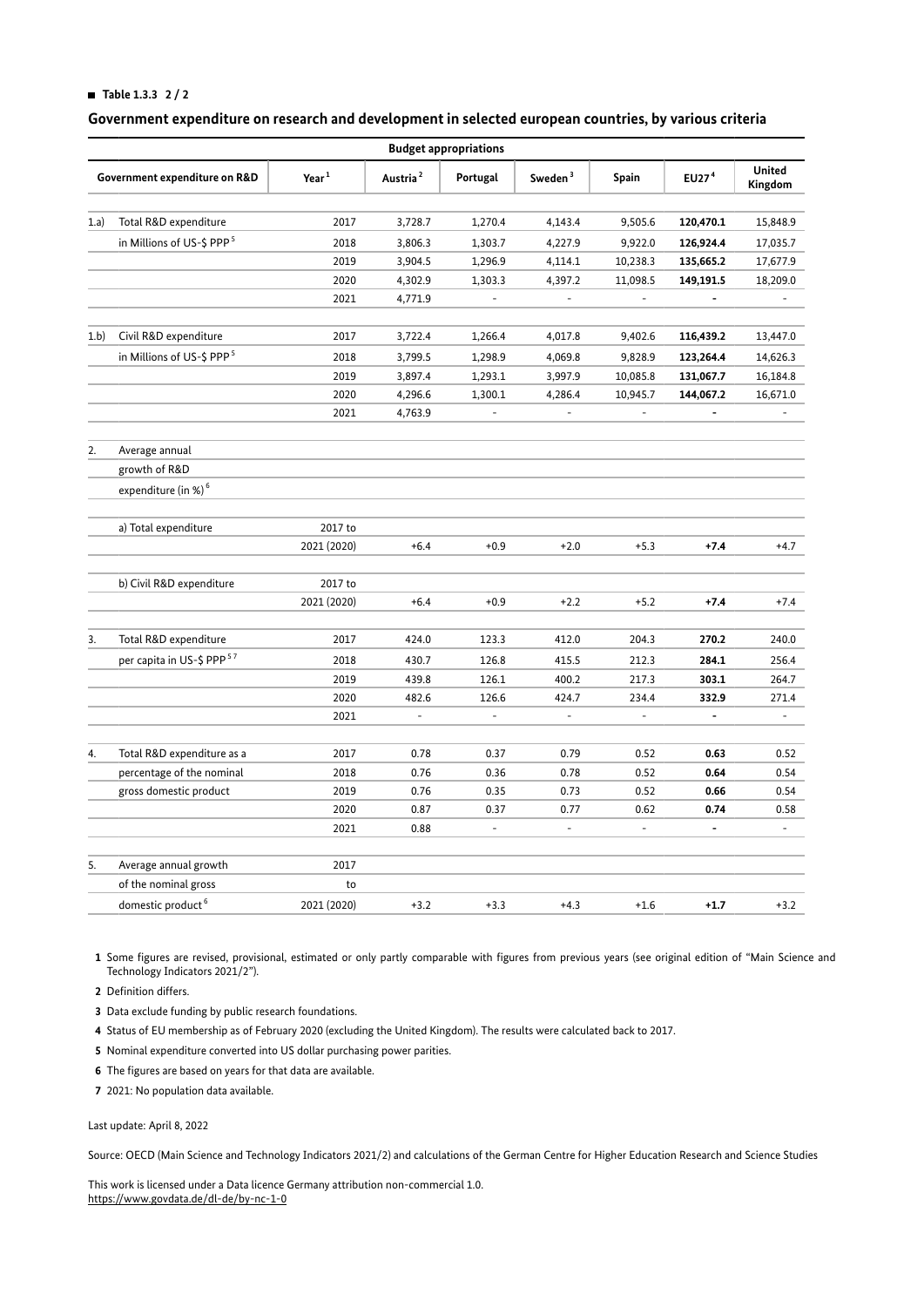■ **Table 1.3.3 2 / 2**

## Government expenditure on research and development in selected european countries, by various criteria

| | | | Budget appropriations | | | | | |
|---|---|---|---|---|---|---|---|---|
| Government expenditure on R&D | | Year[1] | Austria[2] | Portugal | Sweden[3] | Spain | EU27[4] | United Kingdom |
| 1.a) | Total R&D expenditure | 2017 | 3,728.7 | 1,270.4 | 4,143.4 | 9,505.6 | **120,470.1** | 15,848.9 |
| | in Millions of US-$ PPP[5] | 2018 | 3,806.3 | 1,303.7 | 4,227.9 | 9,922.0 | **126,924.4** | 17,035.7 |
| | | 2019 | 3,904.5 | 1,296.9 | 4,114.1 | 10,238.3 | **135,665.2** | 17,677.9 |
| | | 2020 | 4,302.9 | 1,303.3 | 4,397.2 | 11,098.5 | **149,191.5** | 18,209.0 |
| | | 2021 | 4,771.9 | - | - | - | **-** | - |
| 1.b) | Civil R&D expenditure | 2017 | 3,722.4 | 1,266.4 | 4,017.8 | 9,402.6 | **116,439.2** | 13,447.0 |
| | in Millions of US-$ PPP[5] | 2018 | 3,799.5 | 1,298.9 | 4,069.8 | 9,828.9 | **123,264.4** | 14,626.3 |
| | | 2019 | 3,897.4 | 1,293.1 | 3,997.9 | 10,085.8 | **131,067.7** | 16,184.8 |
| | | 2020 | 4,296.6 | 1,300.1 | 4,286.4 | 10,945.7 | **144,067.2** | 16,671.0 |
| | | 2021 | 4,763.9 | - | - | - | **-** | - |
| 2. | Average annual growth of R&D expenditure (in %)[6] | | | | | | | |
| | a) Total expenditure | 2017 to 2021 (2020) | +6.4 | +0.9 | +2.0 | +5.3 | **+7.4** | +4.7 |
| | b) Civil R&D expenditure | 2017 to 2021 (2020) | +6.4 | +0.9 | +2.2 | +5.2 | **+7.4** | +7.4 |
| 3. | Total R&D expenditure | 2017 | 424.0 | 123.3 | 412.0 | 204.3 | **270.2** | 240.0 |
| | per capita in US-$ PPP[5 7] | 2018 | 430.7 | 126.8 | 415.5 | 212.3 | **284.1** | 256.4 |
| | | 2019 | 439.8 | 126.1 | 400.2 | 217.3 | **303.1** | 264.7 |
| | | 2020 | 482.6 | 126.6 | 424.7 | 234.4 | **332.9** | 271.4 |
| | | 2021 | - | - | - | - | **-** | - |
| 4. | Total R&D expenditure as a | 2017 | 0.78 | 0.37 | 0.79 | 0.52 | **0.63** | 0.52 |
| | percentage of the nominal | 2018 | 0.76 | 0.36 | 0.78 | 0.52 | **0.64** | 0.54 |
| | gross domestic product | 2019 | 0.76 | 0.35 | 0.73 | 0.52 | **0.66** | 0.54 |
| | | 2020 | 0.87 | 0.37 | 0.77 | 0.62 | **0.74** | 0.58 |
| | | 2021 | 0.88 | - | - | - | **-** | - |
| 5. | Average annual growth of the nominal gross domestic product[6] | 2017 to 2021 (2020) | +3.2 | +3.3 | +4.3 | +1.6 | **+1.7** | +3.2 |

**1** Some figures are revised, provisional, estimated or only partly comparable with figures from previous years (see original edition of "Main Science and Technology Indicators 2021/2").

**2** Definition differs.

**3** Data exclude funding by public research foundations.

**4** Status of EU membership as of February 2020 (excluding the United Kingdom). The results were calculated back to 2017.

**5** Nominal expenditure converted into US dollar purchasing power parities.

**6** The figures are based on years for that data are available.

**7** 2021: No population data available.

Last update: April 8, 2022

Source: OECD (Main Science and Technology Indicators 2021/2) and calculations of the German Centre for Higher Education Research and Science Studies

This work is licensed under a Data licence Germany attribution non-commercial 1.0.
https://www.govdata.de/dl-de/by-nc-1-0